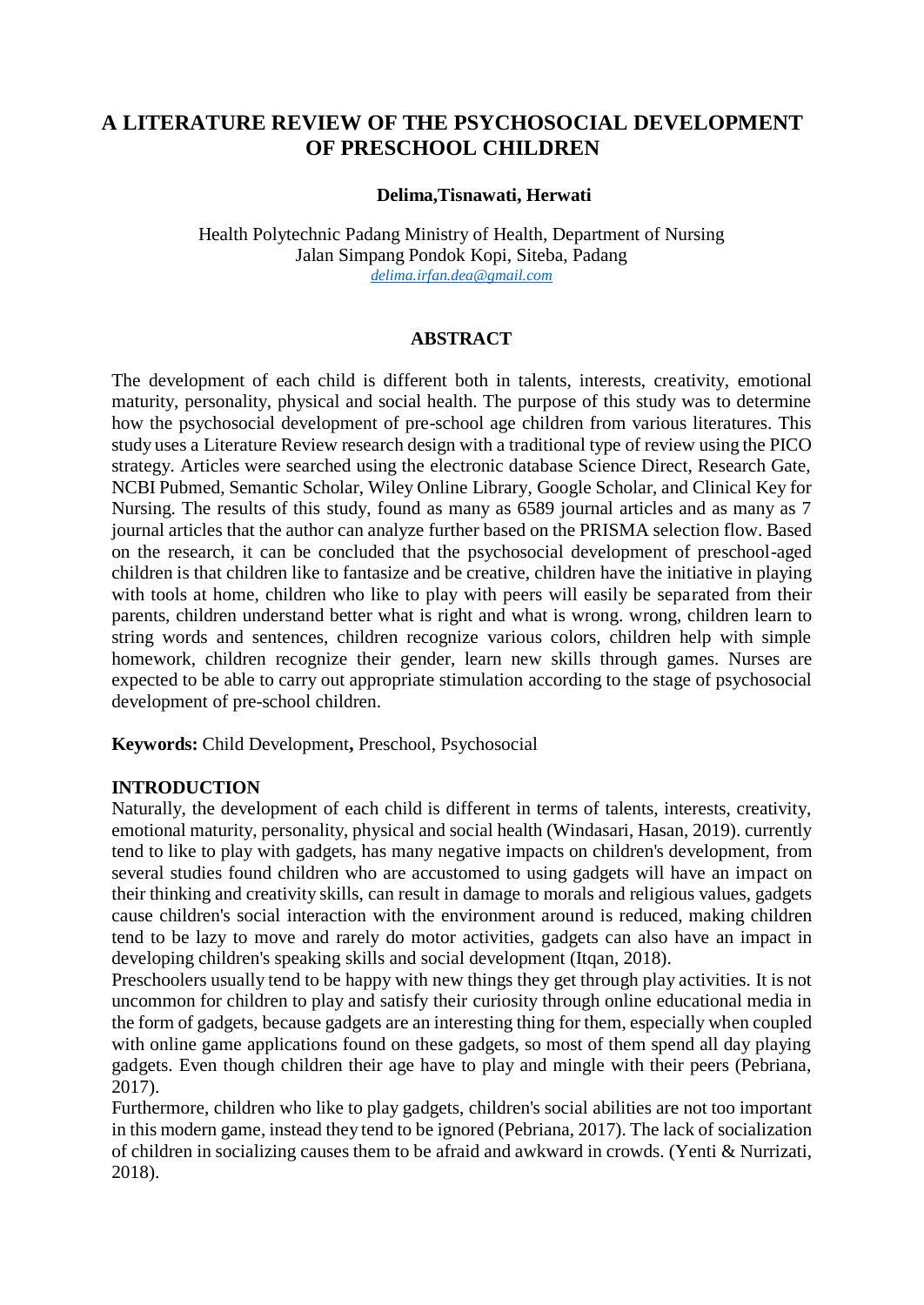# A LITERATURE REVIEW OF THE PSYCHOSOCIAL DEVELOPMENT OF PRESCHOOL CHILDREN

**Delima,Tisnawati, Herwati**

Health Polytechnic Padang Ministry of Health, Department of Nursing
Jalan Simpang Pondok Kopi, Siteba, Padang
*delima.irfan.dea@gmail.com*

## ABSTRACT

The development of each child is different both in talents, interests, creativity, emotional maturity, personality, physical and social health. The purpose of this study was to determine how the psychosocial development of pre-school age children from various literatures. This study uses a Literature Review research design with a traditional type of review using the PICO strategy. Articles were searched using the electronic database Science Direct, Research Gate, NCBI Pubmed, Semantic Scholar, Wiley Online Library, Google Scholar, and Clinical Key for Nursing. The results of this study, found as many as 6589 journal articles and as many as 7 journal articles that the author can analyze further based on the PRISMA selection flow. Based on the research, it can be concluded that the psychosocial development of preschool-aged children is that children like to fantasize and be creative, children have the initiative in playing with tools at home, children who like to play with peers will easily be separated from their parents, children understand better what is right and what is wrong. wrong, children learn to string words and sentences, children recognize various colors, children help with simple homework, children recognize their gender, learn new skills through games. Nurses are expected to be able to carry out appropriate stimulation according to the stage of psychosocial development of pre-school children.

**Keywords:** Child Development**,** Preschool, Psychosocial

## INTRODUCTION

Naturally, the development of each child is different in terms of talents, interests, creativity, emotional maturity, personality, physical and social health (Windasari, Hasan, 2019). currently tend to like to play with gadgets, has many negative impacts on children's development, from several studies found children who are accustomed to using gadgets will have an impact on their thinking and creativity skills, can result in damage to morals and religious values, gadgets cause children's social interaction with the environment around is reduced, making children tend to be lazy to move and rarely do motor activities, gadgets can also have an impact in developing children's speaking skills and social development (Itqan, 2018).

Preschoolers usually tend to be happy with new things they get through play activities. It is not uncommon for children to play and satisfy their curiosity through online educational media in the form of gadgets, because gadgets are an interesting thing for them, especially when coupled with online game applications found on these gadgets, so most of them spend all day playing gadgets. Even though children their age have to play and mingle with their peers (Pebriana, 2017).

Furthermore, children who like to play gadgets, children's social abilities are not too important in this modern game, instead they tend to be ignored (Pebriana, 2017). The lack of socialization of children in socializing causes them to be afraid and awkward in crowds. (Yenti & Nurrizati, 2018).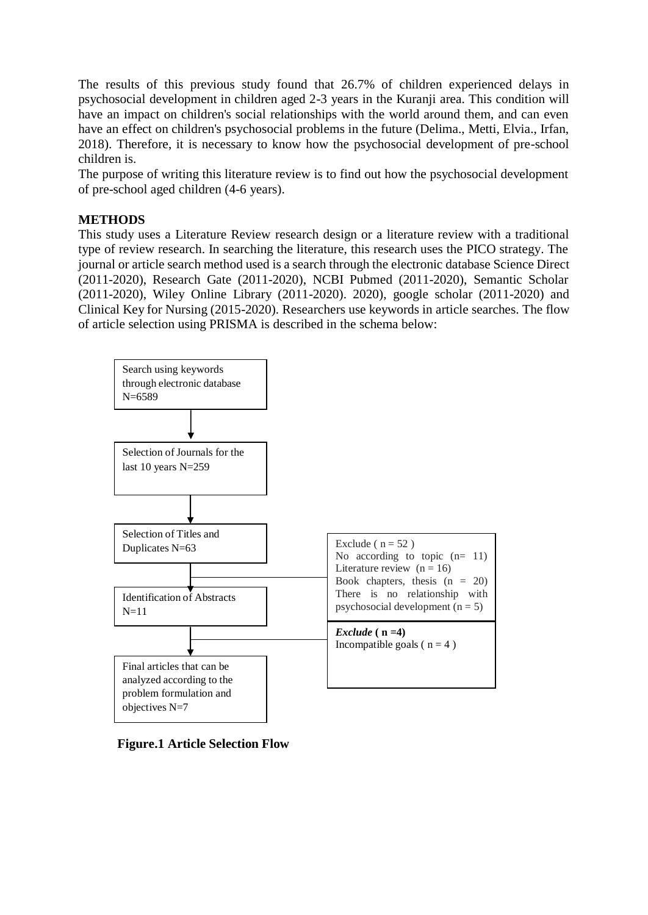The results of this previous study found that 26.7% of children experienced delays in psychosocial development in children aged 2-3 years in the Kuranji area. This condition will have an impact on children's social relationships with the world around them, and can even have an effect on children's psychosocial problems in the future (Delima., Metti, Elvia., Irfan, 2018). Therefore, it is necessary to know how the psychosocial development of pre-school children is.

The purpose of writing this literature review is to find out how the psychosocial development of pre-school aged children (4-6 years).

**METHODS**

This study uses a Literature Review research design or a literature review with a traditional type of review research. In searching the literature, this research uses the PICO strategy. The journal or article search method used is a search through the electronic database Science Direct (2011-2020), Research Gate (2011-2020), NCBI Pubmed (2011-2020), Semantic Scholar (2011-2020), Wiley Online Library (2011-2020). 2020), google scholar (2011-2020) and Clinical Key for Nursing (2015-2020). Researchers use keywords in article searches. The flow of article selection using PRISMA is described in the schema below:

Search using keywords through electronic database N=6589

↓

Selection of Journals for the last 10 years N=259

↓

Selection of Titles and Duplicates N=63

→ Exclude ( n = 52 )
No according to topic (n= 11)
Literature review (n = 16)
Book chapters, thesis (n = 20)
There is no relationship with psychosocial development (n = 5)

↓

Identification of Abstracts N=11

→ ***Exclude* ( n =4)**
Incompatible goals ( n = 4 )

↓

Final articles that can be analyzed according to the problem formulation and objectives N=7

**Figure.1 Article Selection Flow**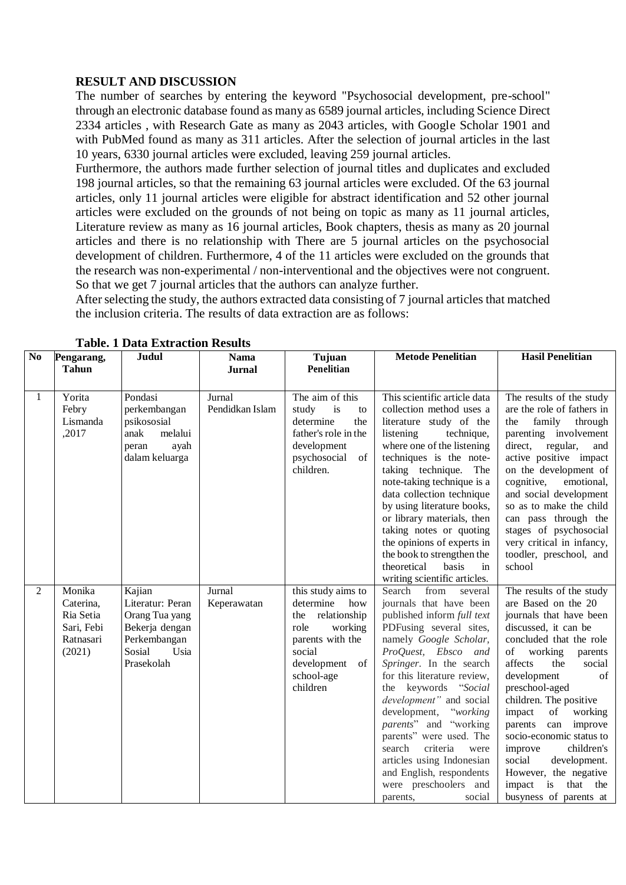**RESULT AND DISCUSSION**

The number of searches by entering the keyword "Psychosocial development, pre-school" through an electronic database found as many as 6589 journal articles, including Science Direct 2334 articles , with Research Gate as many as 2043 articles, with Google Scholar 1901 and with PubMed found as many as 311 articles. After the selection of journal articles in the last 10 years, 6330 journal articles were excluded, leaving 259 journal articles.

Furthermore, the authors made further selection of journal titles and duplicates and excluded 198 journal articles, so that the remaining 63 journal articles were excluded. Of the 63 journal articles, only 11 journal articles were eligible for abstract identification and 52 other journal articles were excluded on the grounds of not being on topic as many as 11 journal articles, Literature review as many as 16 journal articles, Book chapters, thesis as many as 20 journal articles and there is no relationship with There are 5 journal articles on the psychosocial development of children. Furthermore, 4 of the 11 articles were excluded on the grounds that the research was non-experimental / non-interventional and the objectives were not congruent. So that we get 7 journal articles that the authors can analyze further.

After selecting the study, the authors extracted data consisting of 7 journal articles that matched the inclusion criteria. The results of data extraction are as follows:

**Table. 1 Data Extraction Results**

| No | Pengarang, Tahun | Judul | Nama Jurnal | Tujuan Penelitian | Metode Penelitian | Hasil Penelitian |
|---|---|---|---|---|---|---|
| 1 | Yorita Febry Lismanda ,2017 | Pondasi perkembangan psikososial anak melalui peran ayah dalam keluarga | Jurnal Pendidkan Islam | The aim of this study is to determine the father's role in the development psychosocial of children. | This scientific article data collection method uses a literature study of the listening technique, where one of the listening techniques is the note-taking technique. The note-taking technique is a data collection technique by using literature books, or library materials, then taking notes or quoting the opinions of experts in the book to strengthen the theoretical basis in writing scientific articles. | The results of the study are the role of fathers in the family through parenting involvement direct, regular, and active positive impact on the development of cognitive, emotional, and social development so as to make the child can pass through the stages of psychosocial very critical in infancy, toddler, preschool, and school |
| 2 | Monika Caterina, Ria Setia Sari, Febi Ratnasari (2021) | Kajian Literatur: Peran Orang Tua yang Bekerja dengan Perkembangan Sosial Usia Prasekolah | Jurnal Keperawatan | this study aims to determine how the relationship role working parents with the social development of school-age children | Search from several journals that have been published inform *full text* PDFusing several sites, namely *Google Scholar, ProQuest, Ebsco and Springer*. In the search for this literature review, the keywords "*Social development"* and social development, "*working parents*" and "working parents" were used. The search criteria were articles using Indonesian and English, respondents were preschoolers and parents, social | The results of the study are Based on the 20 journals that have been discussed, it can be concluded that the role of working parents affects the social development of preschool-aged children. The positive impact of working parents can improve socio-economic status to improve children's social development. However, the negative impact is that the busyness of parents at |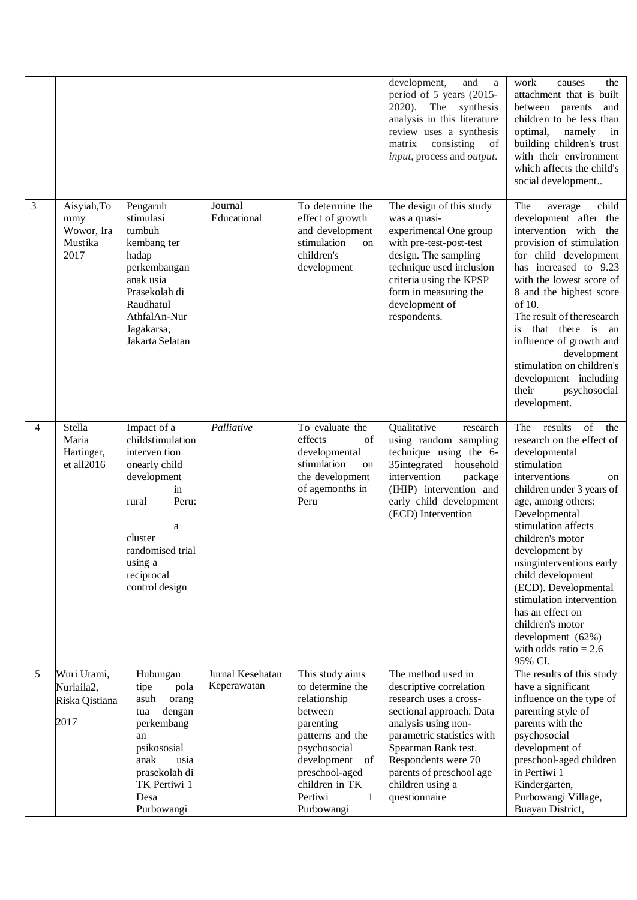| | | | | | | |
|---|---|---|---|---|---|---|
| | | | | | development, and a period of 5 years (2015-2020). The synthesis analysis in this literature review uses a synthesis matrix consisting of *input*, process and *output*. | work causes the attachment that is built between parents and children to be less than optimal, namely in building children's trust with their environment which affects the child's social development.. |
| 3 | Aisyiah,Tommy Wowor, Ira Mustika 2017 | Pengaruh stimulasi tumbuh kembang ter hadap perkembangan anak usia Prasekolah di Raudhatul AthfalAn-Nur Jagakarsa, Jakarta Selatan | Journal Educational | To determine the effect of growth and development stimulation on children's development | The design of this study was a quasi-experimental One group with pre-test-post-test design. The sampling technique used inclusion criteria using the KPSP form in measuring the development of respondents. | The average child development after the intervention with the provision of stimulation for child development has increased to 9.23 with the lowest score of 8 and the highest score of 10. The result of theresearch is that there is an influence of growth and development stimulation on children's development including their psychosocial development. |
| 4 | Stella Maria Hartinger, et all2016 | Impact of a childstimulation interven tion onearly child development in rural Peru: a cluster randomised trial using a reciprocal control design | *Palliative* | To evaluate the effects of developmental stimulation on the development of agemonths in Peru | Qualitative research using random sampling technique using the 6-35integrated household intervention package (IHIP) intervention and early child development (ECD) Intervention | The results of the research on the effect of developmental stimulation interventions on children under 3 years of age, among others: Developmental stimulation affects children's motor development by usinginterventions early child development (ECD). Developmental stimulation intervention has an effect on children's motor development (62%) with odds ratio = 2.6 95% CI. |
| 5 | Wuri Utami, Nurlaila2, Riska Qistiana 2017 | Hubungan tipe pola asuh orang tua dengan perkembang an psikososial anak usia prasekolah di TK Pertiwi 1 Desa Purbowangi | Jurnal Kesehatan Keperawatan | This study aims to determine the relationship between parenting patterns and the psychosocial development of preschool-aged children in TK Pertiwi 1 Purbowangi | The method used in descriptive correlation research uses a cross-sectional approach. Data analysis using non-parametric statistics with Spearman Rank test. Respondents were 70 parents of preschool age children using a questionnaire | The results of this study have a significant influence on the type of parenting style of parents with the psychosocial development of preschool-aged children in Pertiwi 1 Kindergarten, Purbowangi Village, Buayan District, |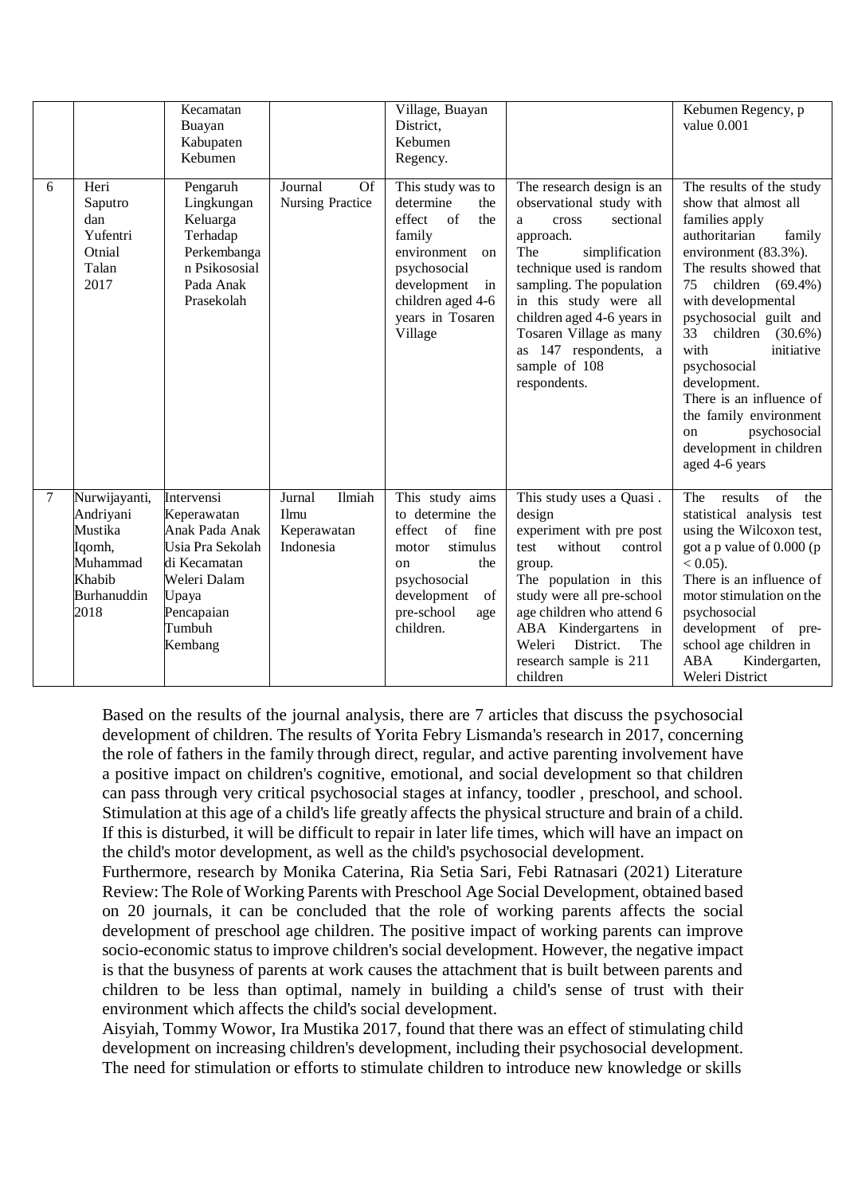| | | Kecamatan Buayan Kabupaten Kebumen | | Village, Buayan District, Kebumen Regency. | | Kebumen Regency, p value 0.001 |
|---|---|---|---|---|---|---|
| 6 | Heri Saputro dan Yufentri Otnial Talan 2017 | Pengaruh Lingkungan Keluarga Terhadap Perkembangan Psikososial Pada Anak Prasekolah | Journal Of Nursing Practice | This study was to determine the effect of the family environment on psychosocial development in children aged 4-6 years in Tosaren Village | The research design is an observational study with a cross sectional approach. The simplification technique used is random sampling. The population in this study were all children aged 4-6 years in Tosaren Village as many as 147 respondents, a sample of 108 respondents. | The results of the study show that almost all families apply authoritarian family environment (83.3%). The results showed that 75 children (69.4%) with developmental psychosocial guilt and 33 children (30.6%) with initiative psychosocial development. There is an influence of the family environment on psychosocial development in children aged 4-6 years |
| 7 | Nurwijayanti, Andriyani Mustika Iqomh, Muhammad Khabib Burhanuddin 2018 | Intervensi Keperawatan Anak Pada Anak Usia Pra Sekolah di Kecamatan Weleri Dalam Upaya Pencapaian Tumbuh Kembang | Jurnal Ilmiah Ilmu Keperawatan Indonesia | This study aims to determine the effect of fine motor stimulus on the psychosocial development of pre-school age children. | This study uses a Quasi . design experiment with pre post test without control group. The population in this study were all pre-school age children who attend 6 ABA Kindergartens in Weleri District. The research sample is 211 children | The results of the statistical analysis test using the Wilcoxon test, got a p value of 0.000 ($p < 0.05$). There is an influence of motor stimulation on the psychosocial development of pre-school age children in ABA Kindergarten, Weleri District |

Based on the results of the journal analysis, there are 7 articles that discuss the psychosocial development of children. The results of Yorita Febry Lismanda's research in 2017, concerning the role of fathers in the family through direct, regular, and active parenting involvement have a positive impact on children's cognitive, emotional, and social development so that children can pass through very critical psychosocial stages at infancy, toodler , preschool, and school. Stimulation at this age of a child's life greatly affects the physical structure and brain of a child. If this is disturbed, it will be difficult to repair in later life times, which will have an impact on the child's motor development, as well as the child's psychosocial development.

Furthermore, research by Monika Caterina, Ria Setia Sari, Febi Ratnasari (2021) Literature Review: The Role of Working Parents with Preschool Age Social Development, obtained based on 20 journals, it can be concluded that the role of working parents affects the social development of preschool age children. The positive impact of working parents can improve socio-economic status to improve children's social development. However, the negative impact is that the busyness of parents at work causes the attachment that is built between parents and children to be less than optimal, namely in building a child's sense of trust with their environment which affects the child's social development.

Aisyiah, Tommy Wowor, Ira Mustika 2017, found that there was an effect of stimulating child development on increasing children's development, including their psychosocial development. The need for stimulation or efforts to stimulate children to introduce new knowledge or skills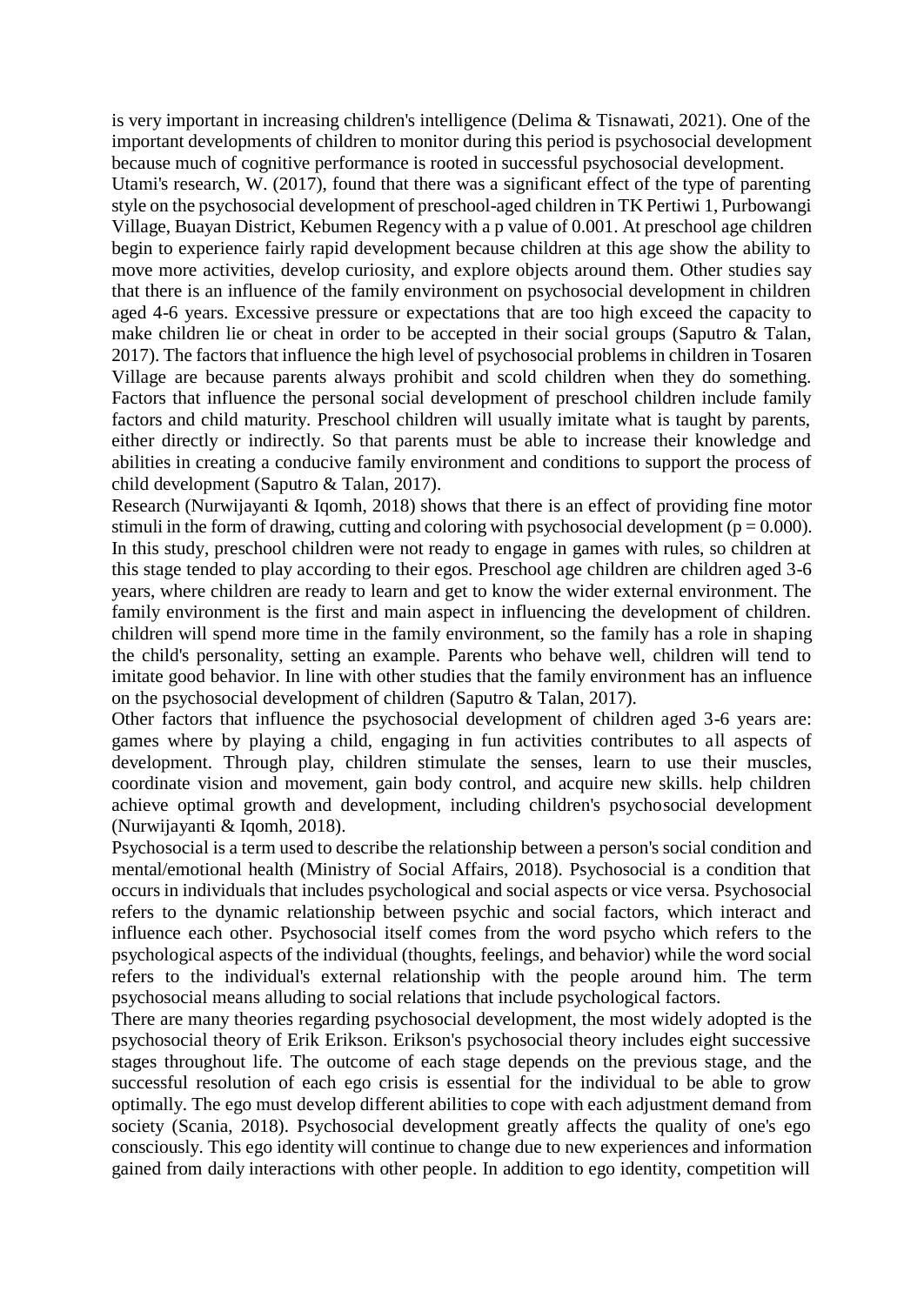is very important in increasing children's intelligence (Delima & Tisnawati, 2021). One of the important developments of children to monitor during this period is psychosocial development because much of cognitive performance is rooted in successful psychosocial development.

Utami's research, W. (2017), found that there was a significant effect of the type of parenting style on the psychosocial development of preschool-aged children in TK Pertiwi 1, Purbowangi Village, Buayan District, Kebumen Regency with a p value of 0.001. At preschool age children begin to experience fairly rapid development because children at this age show the ability to move more activities, develop curiosity, and explore objects around them. Other studies say that there is an influence of the family environment on psychosocial development in children aged 4-6 years. Excessive pressure or expectations that are too high exceed the capacity to make children lie or cheat in order to be accepted in their social groups (Saputro & Talan, 2017). The factors that influence the high level of psychosocial problems in children in Tosaren Village are because parents always prohibit and scold children when they do something. Factors that influence the personal social development of preschool children include family factors and child maturity. Preschool children will usually imitate what is taught by parents, either directly or indirectly. So that parents must be able to increase their knowledge and abilities in creating a conducive family environment and conditions to support the process of child development (Saputro & Talan, 2017).

Research (Nurwijayanti & Iqomh, 2018) shows that there is an effect of providing fine motor stimuli in the form of drawing, cutting and coloring with psychosocial development ($p = 0.000$). In this study, preschool children were not ready to engage in games with rules, so children at this stage tended to play according to their egos. Preschool age children are children aged 3-6 years, where children are ready to learn and get to know the wider external environment. The family environment is the first and main aspect in influencing the development of children. children will spend more time in the family environment, so the family has a role in shaping the child's personality, setting an example. Parents who behave well, children will tend to imitate good behavior. In line with other studies that the family environment has an influence on the psychosocial development of children (Saputro & Talan, 2017).

Other factors that influence the psychosocial development of children aged 3-6 years are: games where by playing a child, engaging in fun activities contributes to all aspects of development. Through play, children stimulate the senses, learn to use their muscles, coordinate vision and movement, gain body control, and acquire new skills. help children achieve optimal growth and development, including children's psychosocial development (Nurwijayanti & Iqomh, 2018).

Psychosocial is a term used to describe the relationship between a person's social condition and mental/emotional health (Ministry of Social Affairs, 2018). Psychosocial is a condition that occurs in individuals that includes psychological and social aspects or vice versa. Psychosocial refers to the dynamic relationship between psychic and social factors, which interact and influence each other. Psychosocial itself comes from the word psycho which refers to the psychological aspects of the individual (thoughts, feelings, and behavior) while the word social refers to the individual's external relationship with the people around him. The term psychosocial means alluding to social relations that include psychological factors.

There are many theories regarding psychosocial development, the most widely adopted is the psychosocial theory of Erik Erikson. Erikson's psychosocial theory includes eight successive stages throughout life. The outcome of each stage depends on the previous stage, and the successful resolution of each ego crisis is essential for the individual to be able to grow optimally. The ego must develop different abilities to cope with each adjustment demand from society (Scania, 2018). Psychosocial development greatly affects the quality of one's ego consciously. This ego identity will continue to change due to new experiences and information gained from daily interactions with other people. In addition to ego identity, competition will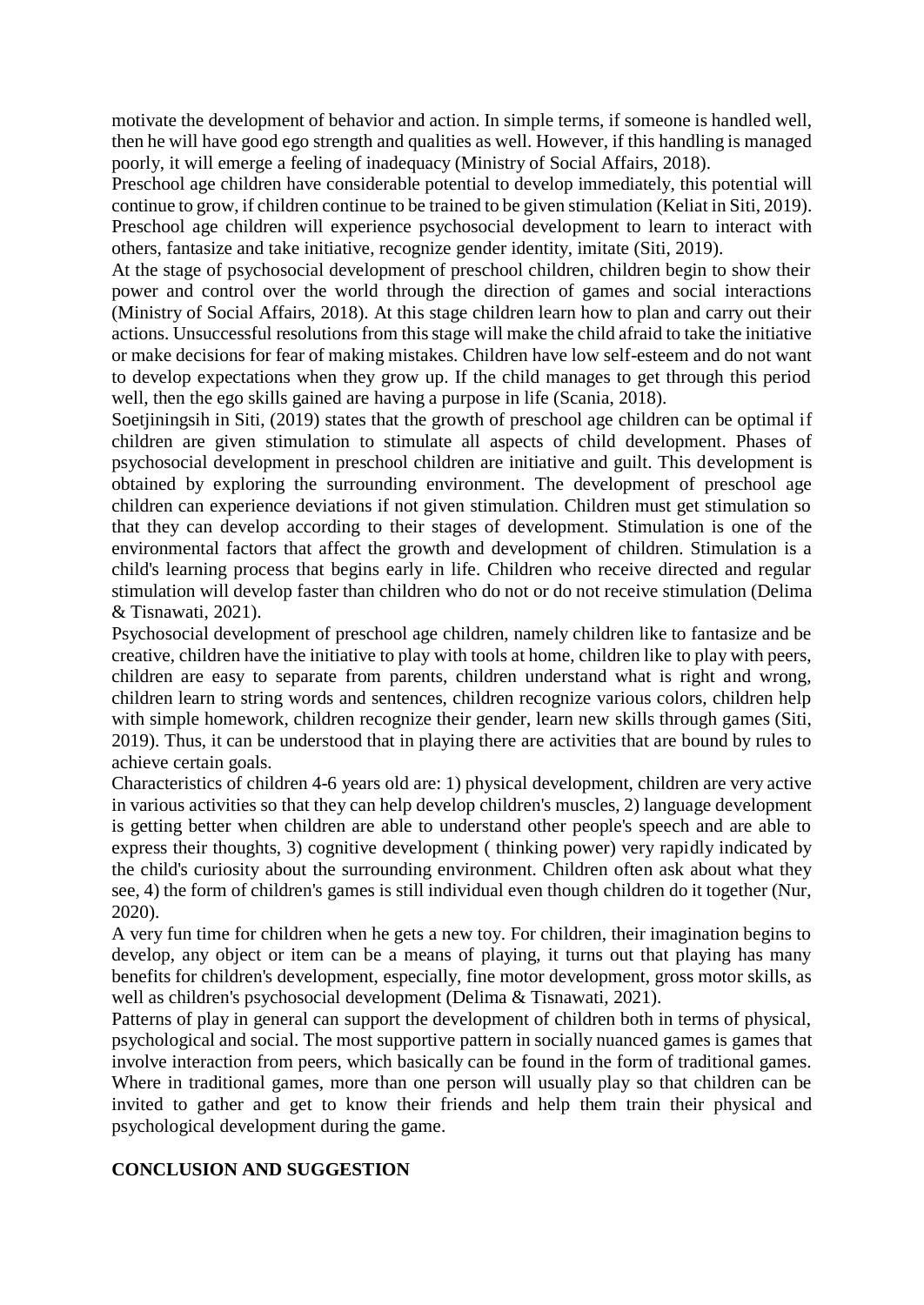motivate the development of behavior and action. In simple terms, if someone is handled well, then he will have good ego strength and qualities as well. However, if this handling is managed poorly, it will emerge a feeling of inadequacy (Ministry of Social Affairs, 2018).

Preschool age children have considerable potential to develop immediately, this potential will continue to grow, if children continue to be trained to be given stimulation (Keliat in Siti, 2019). Preschool age children will experience psychosocial development to learn to interact with others, fantasize and take initiative, recognize gender identity, imitate (Siti, 2019).

At the stage of psychosocial development of preschool children, children begin to show their power and control over the world through the direction of games and social interactions (Ministry of Social Affairs, 2018). At this stage children learn how to plan and carry out their actions. Unsuccessful resolutions from this stage will make the child afraid to take the initiative or make decisions for fear of making mistakes. Children have low self-esteem and do not want to develop expectations when they grow up. If the child manages to get through this period well, then the ego skills gained are having a purpose in life (Scania, 2018).

Soetjiningsih in Siti, (2019) states that the growth of preschool age children can be optimal if children are given stimulation to stimulate all aspects of child development. Phases of psychosocial development in preschool children are initiative and guilt. This development is obtained by exploring the surrounding environment. The development of preschool age children can experience deviations if not given stimulation. Children must get stimulation so that they can develop according to their stages of development. Stimulation is one of the environmental factors that affect the growth and development of children. Stimulation is a child's learning process that begins early in life. Children who receive directed and regular stimulation will develop faster than children who do not or do not receive stimulation (Delima & Tisnawati, 2021).

Psychosocial development of preschool age children, namely children like to fantasize and be creative, children have the initiative to play with tools at home, children like to play with peers, children are easy to separate from parents, children understand what is right and wrong, children learn to string words and sentences, children recognize various colors, children help with simple homework, children recognize their gender, learn new skills through games (Siti, 2019). Thus, it can be understood that in playing there are activities that are bound by rules to achieve certain goals.

Characteristics of children 4-6 years old are: 1) physical development, children are very active in various activities so that they can help develop children's muscles, 2) language development is getting better when children are able to understand other people's speech and are able to express their thoughts, 3) cognitive development ( thinking power) very rapidly indicated by the child's curiosity about the surrounding environment. Children often ask about what they see, 4) the form of children's games is still individual even though children do it together (Nur, 2020).

A very fun time for children when he gets a new toy. For children, their imagination begins to develop, any object or item can be a means of playing, it turns out that playing has many benefits for children's development, especially, fine motor development, gross motor skills, as well as children's psychosocial development (Delima & Tisnawati, 2021).

Patterns of play in general can support the development of children both in terms of physical, psychological and social. The most supportive pattern in socially nuanced games is games that involve interaction from peers, which basically can be found in the form of traditional games. Where in traditional games, more than one person will usually play so that children can be invited to gather and get to know their friends and help them train their physical and psychological development during the game.

## CONCLUSION AND SUGGESTION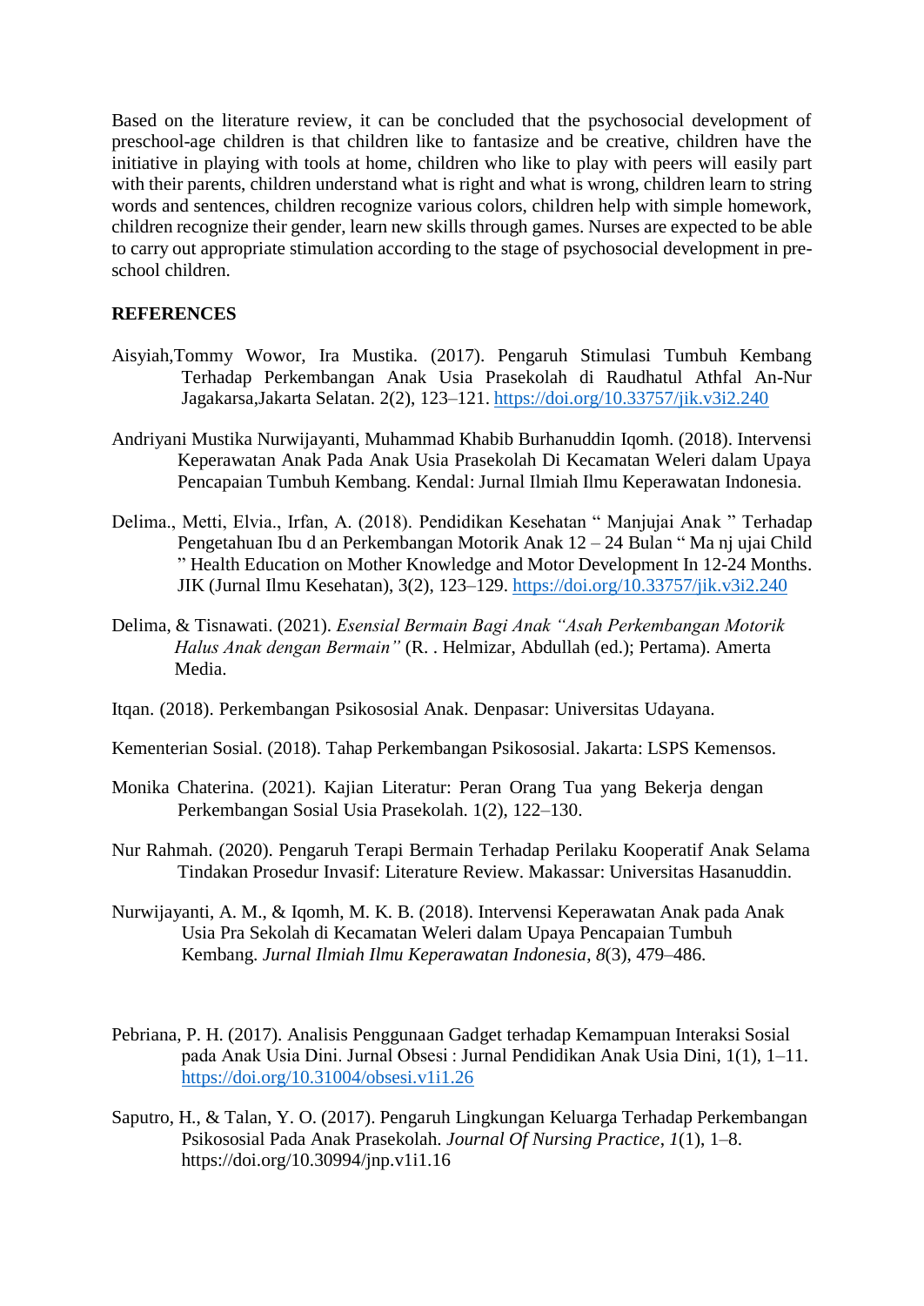Based on the literature review, it can be concluded that the psychosocial development of preschool-age children is that children like to fantasize and be creative, children have the initiative in playing with tools at home, children who like to play with peers will easily part with their parents, children understand what is right and what is wrong, children learn to string words and sentences, children recognize various colors, children help with simple homework, children recognize their gender, learn new skills through games. Nurses are expected to be able to carry out appropriate stimulation according to the stage of psychosocial development in pre-school children.

**REFERENCES**

Aisyiah,Tommy Wowor, Ira Mustika. (2017). Pengaruh Stimulasi Tumbuh Kembang Terhadap Perkembangan Anak Usia Prasekolah di Raudhatul Athfal An-Nur Jagakarsa,Jakarta Selatan. 2(2), 123–121. https://doi.org/10.33757/jik.v3i2.240

Andriyani Mustika Nurwijayanti, Muhammad Khabib Burhanuddin Iqomh. (2018). Intervensi Keperawatan Anak Pada Anak Usia Prasekolah Di Kecamatan Weleri dalam Upaya Pencapaian Tumbuh Kembang. Kendal: Jurnal Ilmiah Ilmu Keperawatan Indonesia.

Delima., Metti, Elvia., Irfan, A. (2018). Pendidikan Kesehatan " Manjujai Anak " Terhadap Pengetahuan Ibu d an Perkembangan Motorik Anak 12 – 24 Bulan " Ma nj ujai Child " Health Education on Mother Knowledge and Motor Development In 12-24 Months. JIK (Jurnal Ilmu Kesehatan), 3(2), 123–129. https://doi.org/10.33757/jik.v3i2.240

Delima, & Tisnawati. (2021). *Esensial Bermain Bagi Anak "Asah Perkembangan Motorik Halus Anak dengan Bermain"* (R. . Helmizar, Abdullah (ed.); Pertama). Amerta Media.

Itqan. (2018). Perkembangan Psikososial Anak. Denpasar: Universitas Udayana.

Kementerian Sosial. (2018). Tahap Perkembangan Psikososial. Jakarta: LSPS Kemensos.

Monika Chaterina. (2021). Kajian Literatur: Peran Orang Tua yang Bekerja dengan Perkembangan Sosial Usia Prasekolah. 1(2), 122–130.

Nur Rahmah. (2020). Pengaruh Terapi Bermain Terhadap Perilaku Kooperatif Anak Selama Tindakan Prosedur Invasif: Literature Review. Makassar: Universitas Hasanuddin.

Nurwijayanti, A. M., & Iqomh, M. K. B. (2018). Intervensi Keperawatan Anak pada Anak Usia Pra Sekolah di Kecamatan Weleri dalam Upaya Pencapaian Tumbuh Kembang. *Jurnal Ilmiah Ilmu Keperawatan Indonesia*, *8*(3), 479–486.

Pebriana, P. H. (2017). Analisis Penggunaan Gadget terhadap Kemampuan Interaksi Sosial pada Anak Usia Dini. Jurnal Obsesi : Jurnal Pendidikan Anak Usia Dini, 1(1), 1–11. https://doi.org/10.31004/obsesi.v1i1.26

Saputro, H., & Talan, Y. O. (2017). Pengaruh Lingkungan Keluarga Terhadap Perkembangan Psikososial Pada Anak Prasekolah. *Journal Of Nursing Practice*, *1*(1), 1–8. https://doi.org/10.30994/jnp.v1i1.16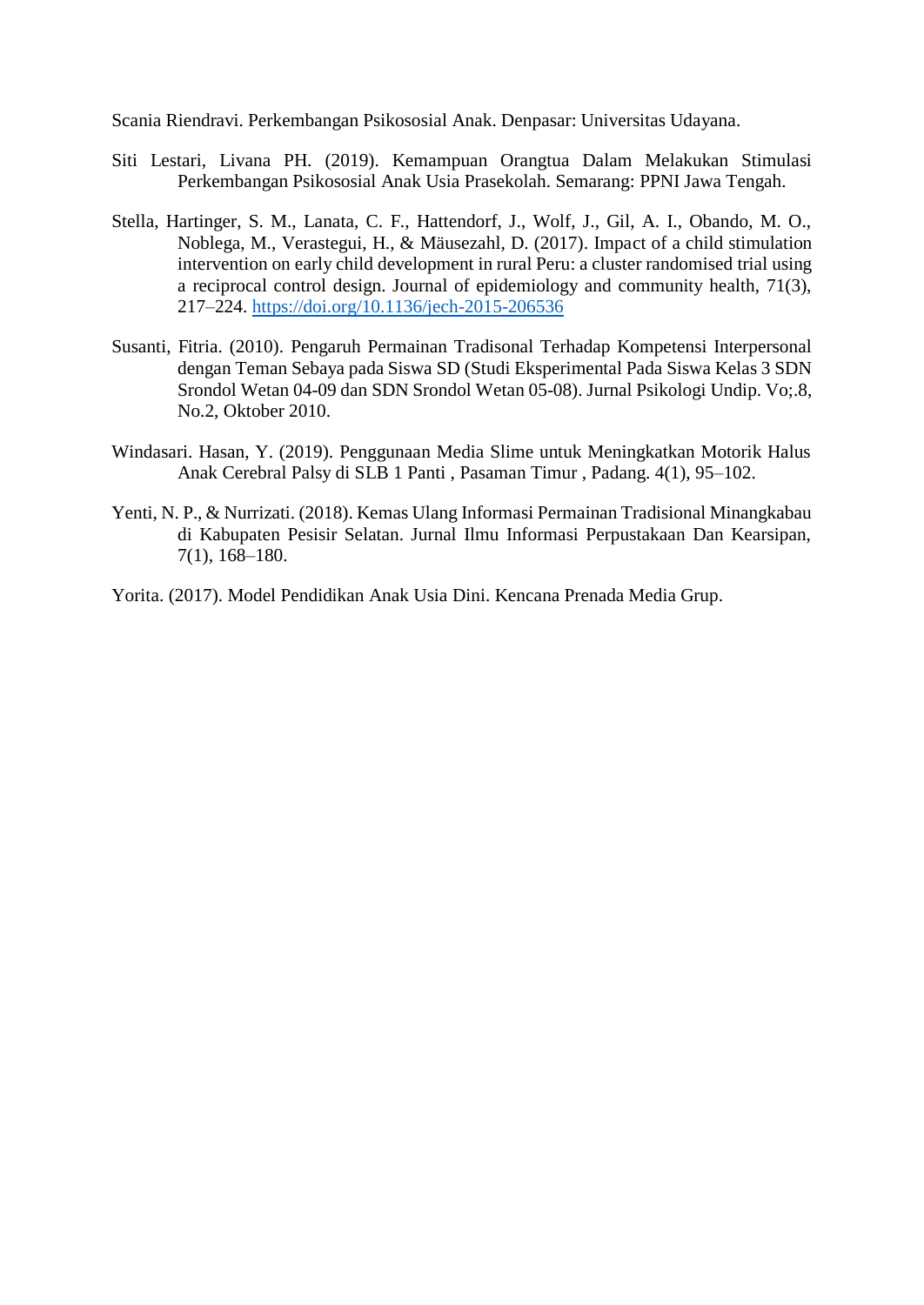Scania Riendravi. Perkembangan Psikososial Anak. Denpasar: Universitas Udayana.

Siti Lestari, Livana PH. (2019). Kemampuan Orangtua Dalam Melakukan Stimulasi Perkembangan Psikososial Anak Usia Prasekolah. Semarang: PPNI Jawa Tengah.

Stella, Hartinger, S. M., Lanata, C. F., Hattendorf, J., Wolf, J., Gil, A. I., Obando, M. O., Noblega, M., Verastegui, H., & Mäusezahl, D. (2017). Impact of a child stimulation intervention on early child development in rural Peru: a cluster randomised trial using a reciprocal control design. Journal of epidemiology and community health, 71(3), 217–224. https://doi.org/10.1136/jech-2015-206536

Susanti, Fitria. (2010). Pengaruh Permainan Tradisonal Terhadap Kompetensi Interpersonal dengan Teman Sebaya pada Siswa SD (Studi Eksperimental Pada Siswa Kelas 3 SDN Srondol Wetan 04-09 dan SDN Srondol Wetan 05-08). Jurnal Psikologi Undip. Vo;.8, No.2, Oktober 2010.

Windasari. Hasan, Y. (2019). Penggunaan Media Slime untuk Meningkatkan Motorik Halus Anak Cerebral Palsy di SLB 1 Panti , Pasaman Timur , Padang. 4(1), 95–102.

Yenti, N. P., & Nurrizati. (2018). Kemas Ulang Informasi Permainan Tradisional Minangkabau di Kabupaten Pesisir Selatan. Jurnal Ilmu Informasi Perpustakaan Dan Kearsipan, 7(1), 168–180.

Yorita. (2017). Model Pendidikan Anak Usia Dini. Kencana Prenada Media Grup.